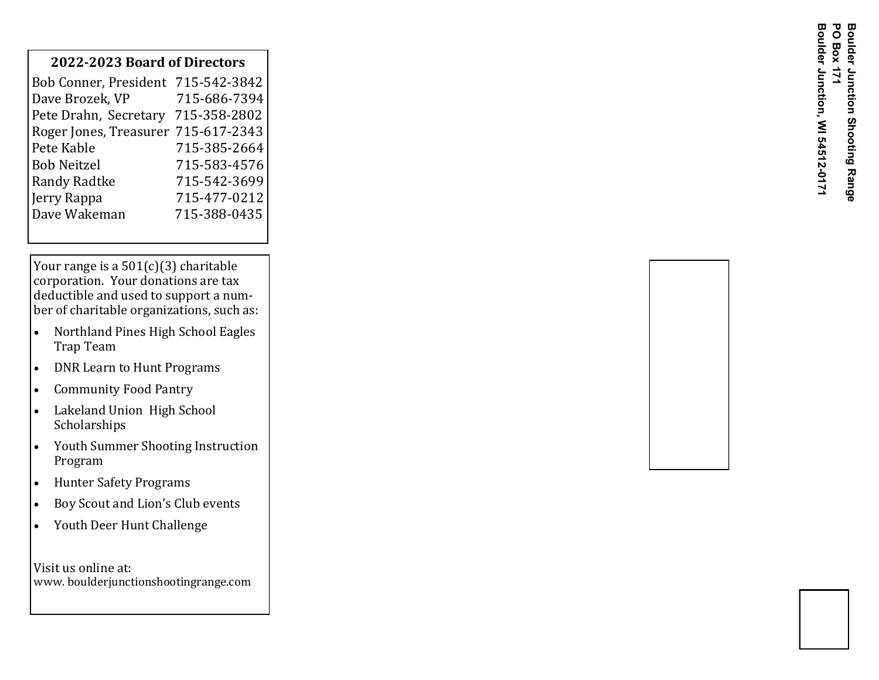## 2022-2023 Board of Directors

| Name | Phone |
| --- | --- |
| Bob Conner, President | 715-542-3842 |
| Dave Brozek, VP | 715-686-7394 |
| Pete Drahn, Secretary | 715-358-2802 |
| Roger Jones, Treasurer | 715-617-2343 |
| Pete Kable | 715-385-2664 |
| Bob Neitzel | 715-583-4576 |
| Randy Radtke | 715-542-3699 |
| Jerry Rappa | 715-477-0212 |
| Dave Wakeman | 715-388-0435 |

Your range is a 501(c)(3) charitable corporation. Your donations are tax deductible and used to support a number of charitable organizations, such as:

- Northland Pines High School Eagles Trap Team
- DNR Learn to Hunt Programs
- Community Food Pantry
- Lakeland Union High School Scholarships
- Youth Summer Shooting Instruction Program
- Hunter Safety Programs
- Boy Scout and Lion's Club events
- Youth Deer Hunt Challenge

Visit us online at:
www. boulderjunctionshootingrange.com

**Boulder Junction Shooting Range**
**PO Box 171**
**Boulder Junction, WI 54512-0171**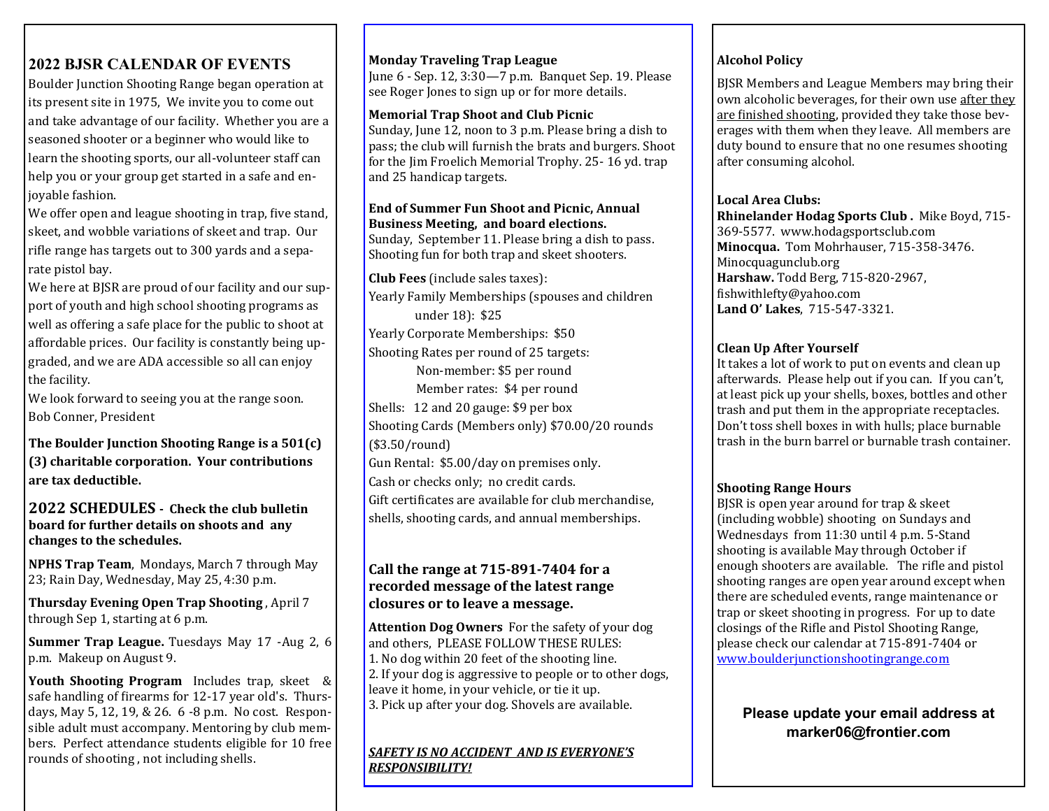## 2022 BJSR CALENDAR OF EVENTS

Boulder Junction Shooting Range began operation at its present site in 1975, We invite you to come out and take advantage of our facility. Whether you are a seasoned shooter or a beginner who would like to learn the shooting sports, our all-volunteer staff can help you or your group get started in a safe and enjoyable fashion.

We offer open and league shooting in trap, five stand, skeet, and wobble variations of skeet and trap. Our rifle range has targets out to 300 yards and a separate pistol bay.

We here at BJSR are proud of our facility and our support of youth and high school shooting programs as well as offering a safe place for the public to shoot at affordable prices. Our facility is constantly being upgraded, and we are ADA accessible so all can enjoy the facility.

We look forward to seeing you at the range soon.
Bob Conner, President

**The Boulder Junction Shooting Range is a 501(c)(3) charitable corporation. Your contributions are tax deductible.**

## 2022 SCHEDULES - Check the club bulletin board for further details on shoots and any changes to the schedules.

**NPHS Trap Team**, Mondays, March 7 through May 23; Rain Day, Wednesday, May 25, 4:30 p.m.

**Thursday Evening Open Trap Shooting**, April 7 through Sep 1, starting at 6 p.m.

**Summer Trap League.** Tuesdays May 17 -Aug 2, 6 p.m. Makeup on August 9.

**Youth Shooting Program** Includes trap, skeet & safe handling of firearms for 12-17 year old's. Thursdays, May 5, 12, 19, & 26. 6 -8 p.m. No cost. Responsible adult must accompany. Mentoring by club members. Perfect attendance students eligible for 10 free rounds of shooting, not including shells.

**Monday Traveling Trap League**
June 6 - Sep. 12, 3:30—7 p.m. Banquet Sep. 19. Please see Roger Jones to sign up or for more details.

**Memorial Trap Shoot and Club Picnic**
Sunday, June 12, noon to 3 p.m. Please bring a dish to pass; the club will furnish the brats and burgers. Shoot for the Jim Froelich Memorial Trophy. 25- 16 yd. trap and 25 handicap targets.

**End of Summer Fun Shoot and Picnic, Annual Business Meeting, and board elections.**
Sunday, September 11. Please bring a dish to pass. Shooting fun for both trap and skeet shooters.

**Club Fees** (include sales taxes):

Yearly Family Memberships (spouses and children under 18): $25

Yearly Corporate Memberships: $50

Shooting Rates per round of 25 targets:

Non-member: $5 per round

Member rates: $4 per round

Shells: 12 and 20 gauge: $9 per box

Shooting Cards (Members only) $70.00/20 rounds ($3.50/round)

Gun Rental: $5.00/day on premises only.

Cash or checks only; no credit cards.

Gift certificates are available for club merchandise, shells, shooting cards, and annual memberships.

### Call the range at 715-891-7404 for a recorded message of the latest range closures or to leave a message.

**Attention Dog Owners** For the safety of your dog and others, PLEASE FOLLOW THESE RULES:
1. No dog within 20 feet of the shooting line.
2. If your dog is aggressive to people or to other dogs, leave it home, in your vehicle, or tie it up.
3. Pick up after your dog. Shovels are available.

***SAFETY IS NO ACCIDENT AND IS EVERYONE'S RESPONSIBILITY!***

**Alcohol Policy**

BJSR Members and League Members may bring their own alcoholic beverages, for their own use after they are finished shooting, provided they take those beverages with them when they leave. All members are duty bound to ensure that no one resumes shooting after consuming alcohol.

**Local Area Clubs:**
**Rhinelander Hodag Sports Club .** Mike Boyd, 715-369-5577. www.hodagsportsclub.com
**Minocqua.** Tom Mohrhauser, 715-358-3476. Minocquagunclub.org
**Harshaw.** Todd Berg, 715-820-2967, fishwithlefty@yahoo.com
**Land O' Lakes**, 715-547-3321.

**Clean Up After Yourself**
It takes a lot of work to put on events and clean up afterwards. Please help out if you can. If you can't, at least pick up your shells, boxes, bottles and other trash and put them in the appropriate receptacles. Don't toss shell boxes in with hulls; place burnable trash in the burn barrel or burnable trash container.

**Shooting Range Hours**
BJSR is open year around for trap & skeet (including wobble) shooting on Sundays and Wednesdays from 11:30 until 4 p.m. 5-Stand shooting is available May through October if enough shooters are available. The rifle and pistol shooting ranges are open year around except when there are scheduled events, range maintenance or trap or skeet shooting in progress. For up to date closings of the Rifle and Pistol Shooting Range, please check our calendar at 715-891-7404 or www.boulderjunctionshootingrange.com

**Please update your email address at marker06@frontier.com**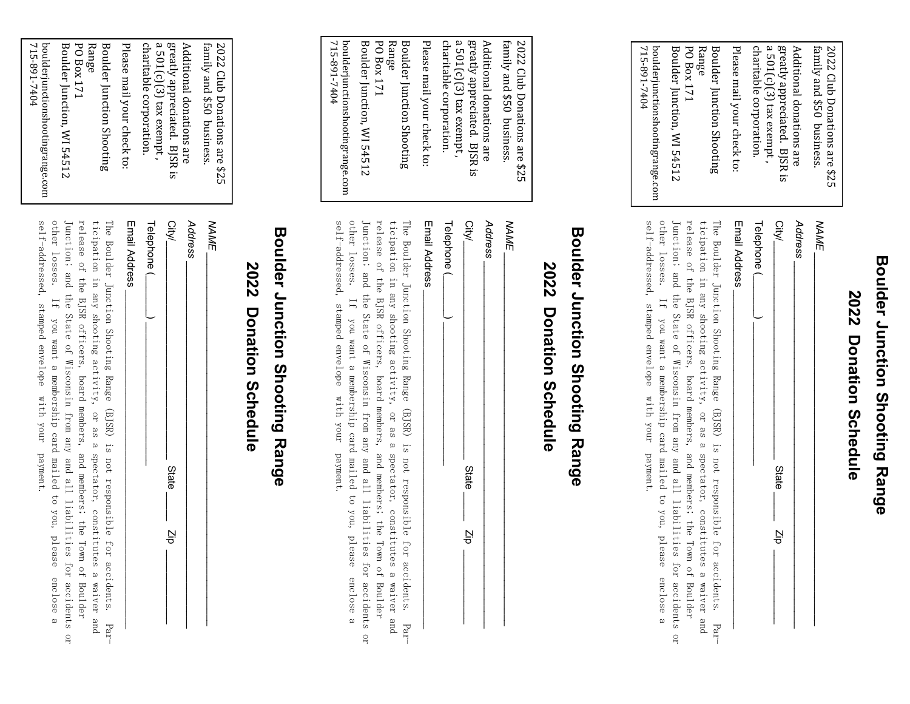# Boulder Junction Shooting Range

## 2022 Donation Schedule

2022 Club Donations are $25 family and $50 business.

Additional donations are greatly appreciated. BJSR is a 501(c)(3) tax exempt , charitable corporation.

Please mail your check to:

Boulder Junction Shooting Range
PO Box 171
Boulder Junction, WI 54512
boulderjunctionshootingrange.com
715-891-7404

*NAME* ________________________________________

*Address* ______________________________________

City/____________________ State _____ Zip __________

Telephone (_____) ______________

Email Address ___________________________________

The Boulder Junction Shooting Range (BJSR) is not responsible for accidents. Participation in any shooting activity, or as a spectator, constitutes a waiver and release of the BJSR officers, board members, and members; the Town of Boulder Junction; and the State of Wisconsin from any and all liabilities for accidents or other losses. If you want a membership card mailed to you, please enclose a self-addressed, stamped envelope with your payment.

# Boulder Junction Shooting Range

## 2022 Donation Schedule

2022 Club Donations are $25 family and $50 business.

Additonal donations are greatly appreciated. BJSR is a 501(c)(3) tax exempt, charitable corporation.

Please mail your check to:

Boulder Junction Shooting Range
PO Box 171
Boulder Junction, WI 54512
boulderjunctionshootingrange.com
715-891-7404

*NAME* ________________________________________

*Address* ______________________________________

City/____________________ State _____ Zip __________

Telephone (_____) ______________

Email Address ___________________________________

The Boulder Junction Shooting Range (BJSR) is not responsible for accidents. Participation in any shooting activity, or as a spectator, constitutes a waiver and release of the BJSR officers, board members, and members; the Town of Boulder Junction; and the State of Wisconsin from any and all liabilities for accidents or other losses. If you want a membership card mailed to you, please enclose a self-addressed, stamped envelope with your payment.

# Boulder Junction Shooting Range

## 2022 Donation Schedule

2022 Club Donations are $25 family and $50 business.

Additional donations are greatly appreciated. BJSR is a 501(c)(3) tax exempt , charitable corporation.

Please mail your check to:

Boulder Junction Shooting Range
PO Box 171
Boulder Junction, WI 54512
boulderjunctionshootingrange.com
715-891-7404

*NAME* ________________________________________

*Address* ______________________________________

City/____________________ State _____ Zip __________

Telephone (_____) ______________

Email Address ___________________________________

The Boulder Junction Shooting Range (BJSR) is not responsible for accidents. Participation in any shooting activity, or as a spectator, constitutes a waiver and release of the BJSR officers, board members, and members; the Town of Boulder Junction; and the State of Wisconsin from any and all liabilities for accidents or other losses. If you want a membership card mailed to you, please enclose a self-addressed, stamped envelope with your payment.